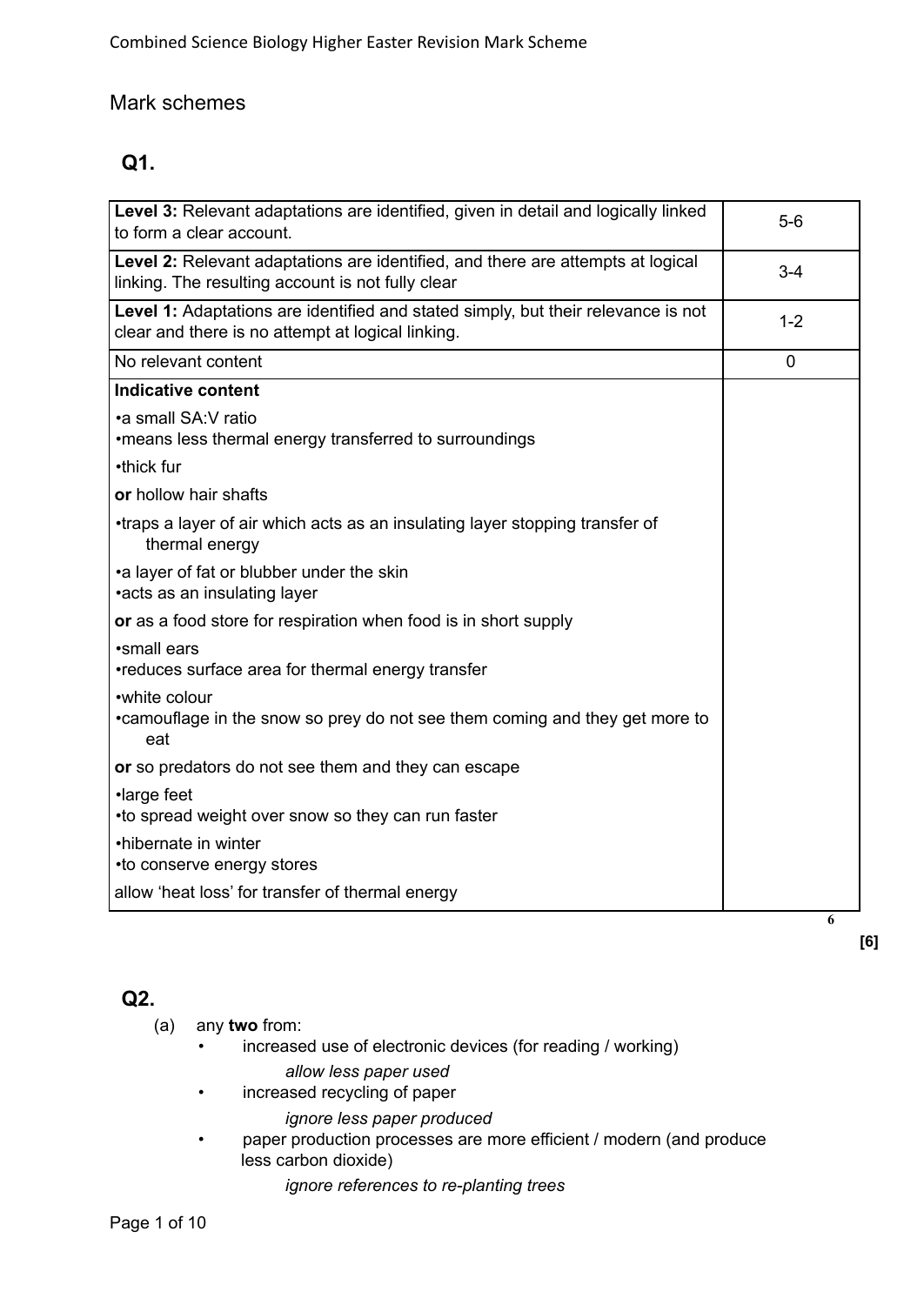## Mark schemes

### Q1.

| | |
|---|---|
| **Level 3:** Relevant adaptations are identified, given in detail and logically linked to form a clear account. | 5-6 |
| **Level 2:** Relevant adaptations are identified, and there are attempts at logical linking. The resulting account is not fully clear | 3-4 |
| **Level 1:** Adaptations are identified and stated simply, but their relevance is not clear and there is no attempt at logical linking. | 1-2 |
| No relevant content | 0 |
| **Indicative content**<br>•a small SA:V ratio<br>•means less thermal energy transferred to surroundings<br>•thick fur<br>**or** hollow hair shafts<br>•traps a layer of air which acts as an insulating layer stopping transfer of thermal energy<br>•a layer of fat or blubber under the skin<br>•acts as an insulating layer<br>**or** as a food store for respiration when food is in short supply<br>•small ears<br>•reduces surface area for thermal energy transfer<br>•white colour<br>•camouflage in the snow so prey do not see them coming and they get more to eat<br>**or** so predators do not see them and they can escape<br>•large feet<br>•to spread weight over snow so they can run faster<br>•hibernate in winter<br>•to conserve energy stores<br>allow 'heat loss' for transfer of thermal energy | |

6

**[6]**

### Q2.

(a) any **two** from:

- increased use of electronic devices (for reading / working)

  *allow less paper used*

- increased recycling of paper

  *ignore less paper produced*

- paper production processes are more efficient / modern (and produce less carbon dioxide)

  *ignore references to re-planting trees*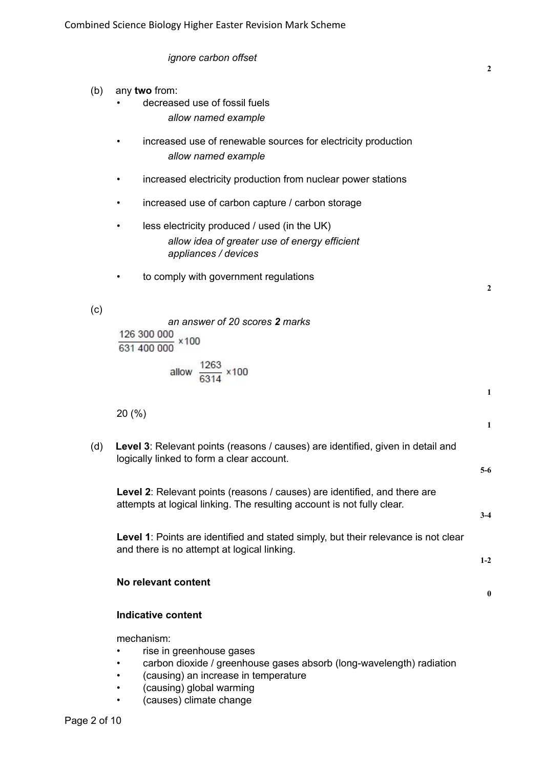*ignore carbon offset*

**2**

(b) any **two** from:

- decreased use of fossil fuels
  *allow named example*
- increased use of renewable sources for electricity production
  *allow named example*
- increased electricity production from nuclear power stations
- increased use of carbon capture / carbon storage
- less electricity produced / used (in the UK)
  *allow idea of greater use of energy efficient appliances / devices*
- to comply with government regulations

**2**

(c)

*an answer of 20 scores **2** marks*

$$\frac{126\ 300\ 000}{631\ 400\ 000} \times 100$$

allow $\frac{1263}{6314} \times 100$

**1**

20 (%)

**1**

(d) **Level 3**: Relevant points (reasons / causes) are identified, given in detail and logically linked to form a clear account.

**5-6**

**Level 2**: Relevant points (reasons / causes) are identified, and there are attempts at logical linking. The resulting account is not fully clear.

**3-4**

**Level 1**: Points are identified and stated simply, but their relevance is not clear and there is no attempt at logical linking.

**1-2**

**No relevant content**

**0**

**Indicative content**

mechanism:

- rise in greenhouse gases
- carbon dioxide / greenhouse gases absorb (long-wavelength) radiation
- (causing) an increase in temperature
- (causing) global warming
- (causes) climate change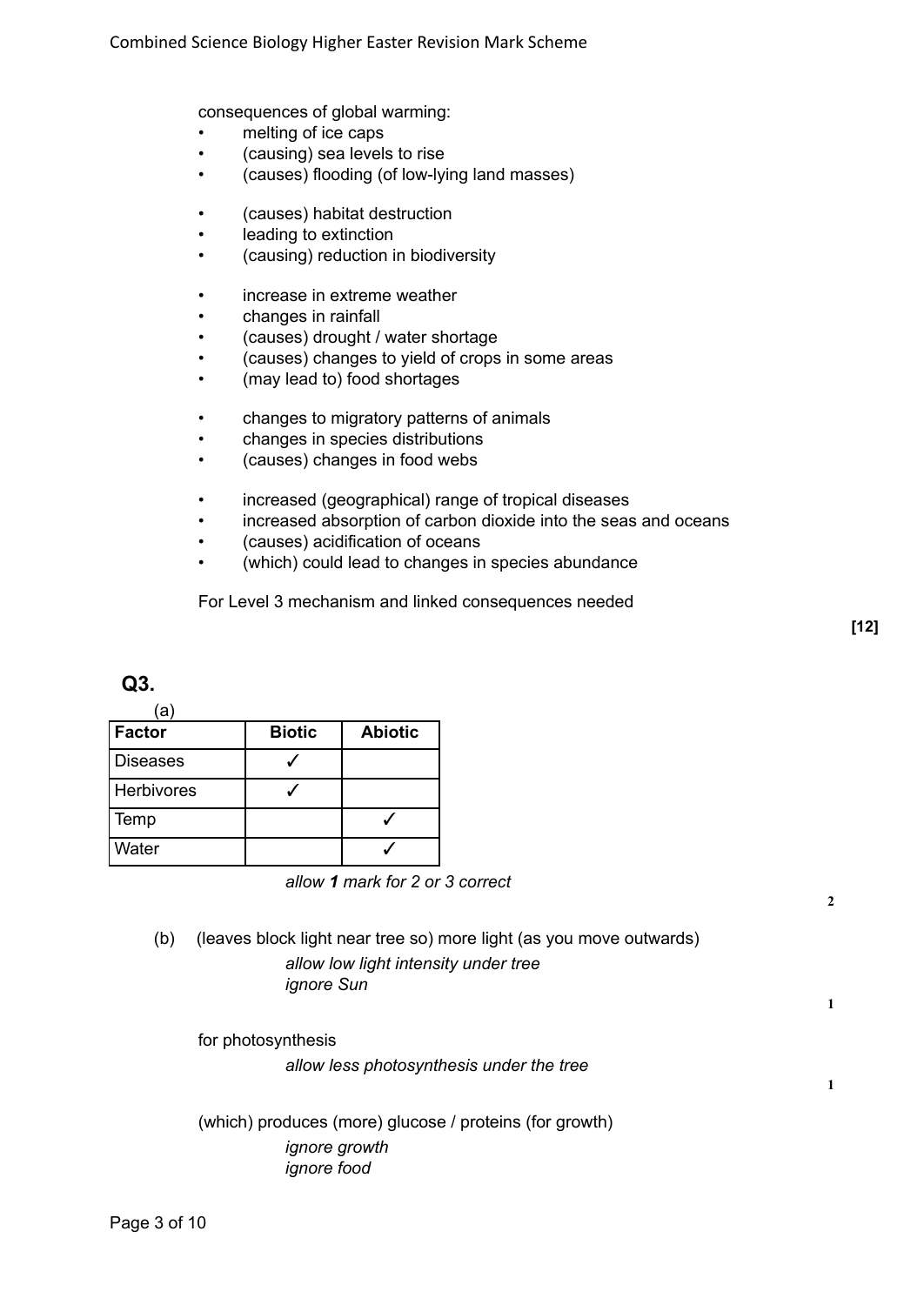consequences of global warming:

- melting of ice caps
- (causing) sea levels to rise
- (causes) flooding (of low-lying land masses)

- (causes) habitat destruction
- leading to extinction
- (causing) reduction in biodiversity

- increase in extreme weather
- changes in rainfall
- (causes) drought / water shortage
- (causes) changes to yield of crops in some areas
- (may lead to) food shortages

- changes to migratory patterns of animals
- changes in species distributions
- (causes) changes in food webs

- increased (geographical) range of tropical diseases
- increased absorption of carbon dioxide into the seas and oceans
- (causes) acidification of oceans
- (which) could lead to changes in species abundance

For Level 3 mechanism and linked consequences needed

**[12]**

## Q3.

(a)

| Factor | Biotic | Abiotic |
|---|---|---|
| Diseases | ✓ | |
| Herbivores | ✓ | |
| Temp | | ✓ |
| Water | | ✓ |

*allow **1** mark for 2 or 3 correct*

**2**

(b) (leaves block light near tree so) more light (as you move outwards)

*allow low light intensity under tree*
*ignore Sun*

**1**

for photosynthesis

*allow less photosynthesis under the tree*

**1**

(which) produces (more) glucose / proteins (for growth)

*ignore growth*
*ignore food*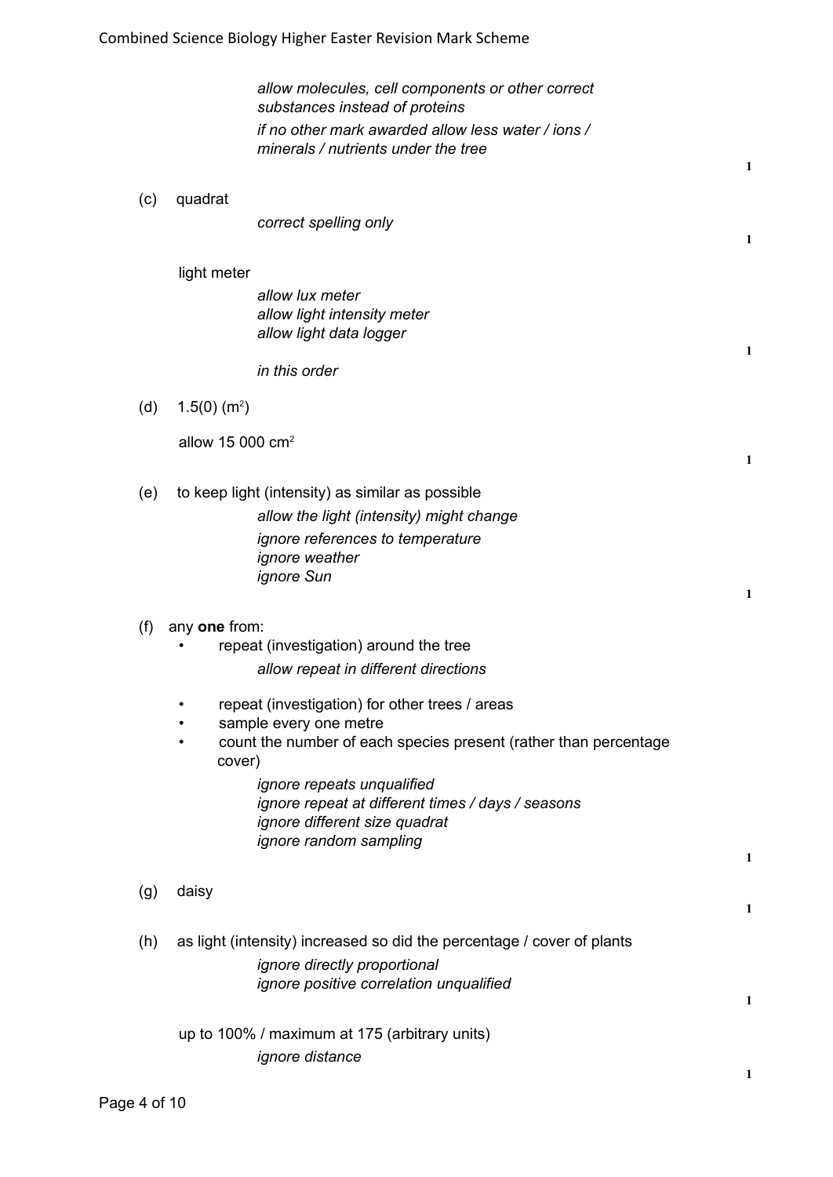*allow molecules, cell components or other correct substances instead of proteins*

*if no other mark awarded allow less water / ions / minerals / nutrients under the tree*

**1**

(c) quadrat

*correct spelling only*

**1**

light meter

*allow lux meter*
*allow light intensity meter*
*allow light data logger*

**1**

*in this order*

(d) 1.5(0) ($m^2$)

allow 15 000 $cm^2$

**1**

(e) to keep light (intensity) as similar as possible

*allow the light (intensity) might change*

*ignore references to temperature*
*ignore weather*
*ignore Sun*

**1**

(f) any **one** from:

- repeat (investigation) around the tree

  *allow repeat in different directions*

- repeat (investigation) for other trees / areas
- sample every one metre
- count the number of each species present (rather than percentage cover)

  *ignore repeats unqualified*
  *ignore repeat at different times / days / seasons*
  *ignore different size quadrat*
  *ignore random sampling*

**1**

(g) daisy

**1**

(h) as light (intensity) increased so did the percentage / cover of plants

*ignore directly proportional*
*ignore positive correlation unqualified*

**1**

up to 100% / maximum at 175 (arbitrary units)

*ignore distance*

**1**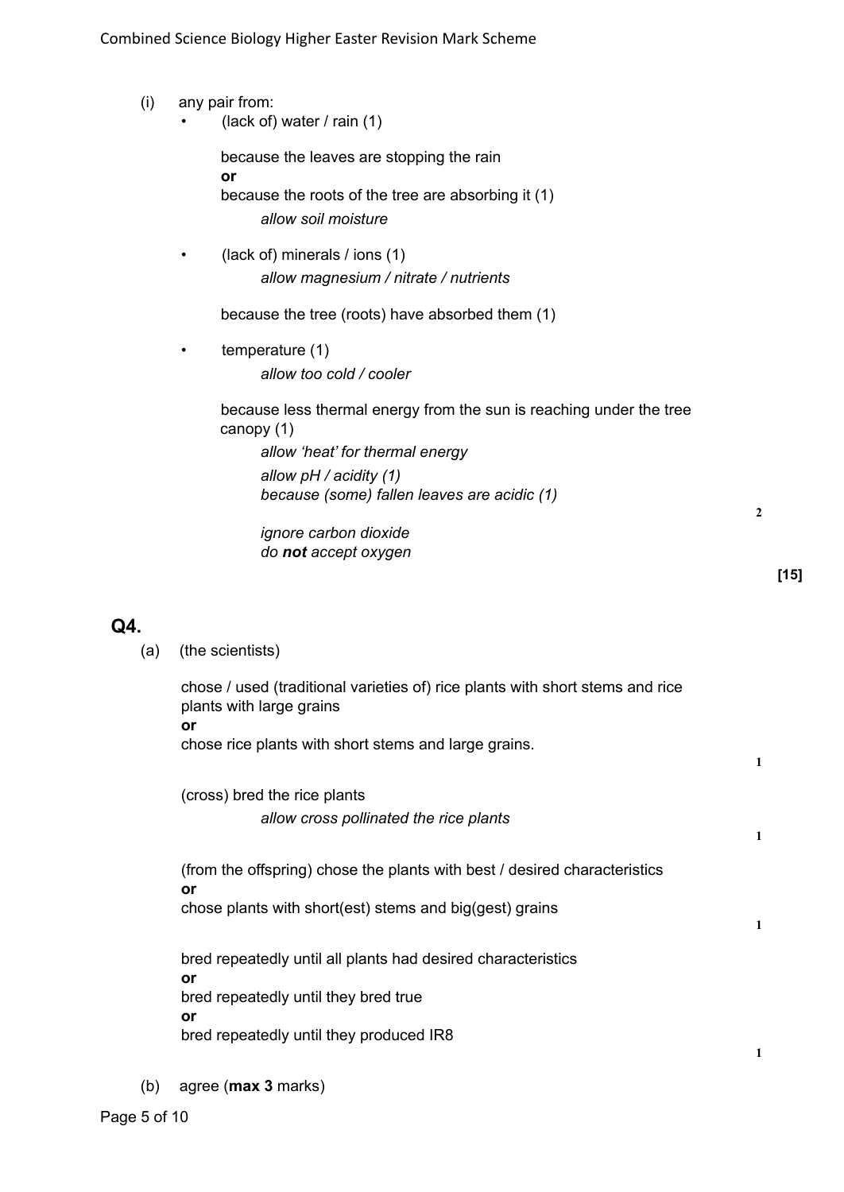(i) any pair from:

- (lack of) water / rain (1)

  because the leaves are stopping the rain
  **or**
  because the roots of the tree are absorbing it (1)

  *allow soil moisture*

- (lack of) minerals / ions (1)

  *allow magnesium / nitrate / nutrients*

  because the tree (roots) have absorbed them (1)

- temperature (1)

  *allow too cold / cooler*

  because less thermal energy from the sun is reaching under the tree canopy (1)

  *allow 'heat' for thermal energy*

  *allow pH / acidity (1)*
  *because (some) fallen leaves are acidic (1)*

  *ignore carbon dioxide*
  *do **not** accept oxygen*

2

**[15]**

## Q4.

(a) (the scientists)

chose / used (traditional varieties of) rice plants with short stems and rice plants with large grains
**or**
chose rice plants with short stems and large grains.

1

(cross) bred the rice plants

*allow cross pollinated the rice plants*

1

(from the offspring) chose the plants with best / desired characteristics
**or**
chose plants with short(est) stems and big(gest) grains

1

bred repeatedly until all plants had desired characteristics
**or**
bred repeatedly until they bred true
**or**
bred repeatedly until they produced IR8

1

(b) agree (**max 3** marks)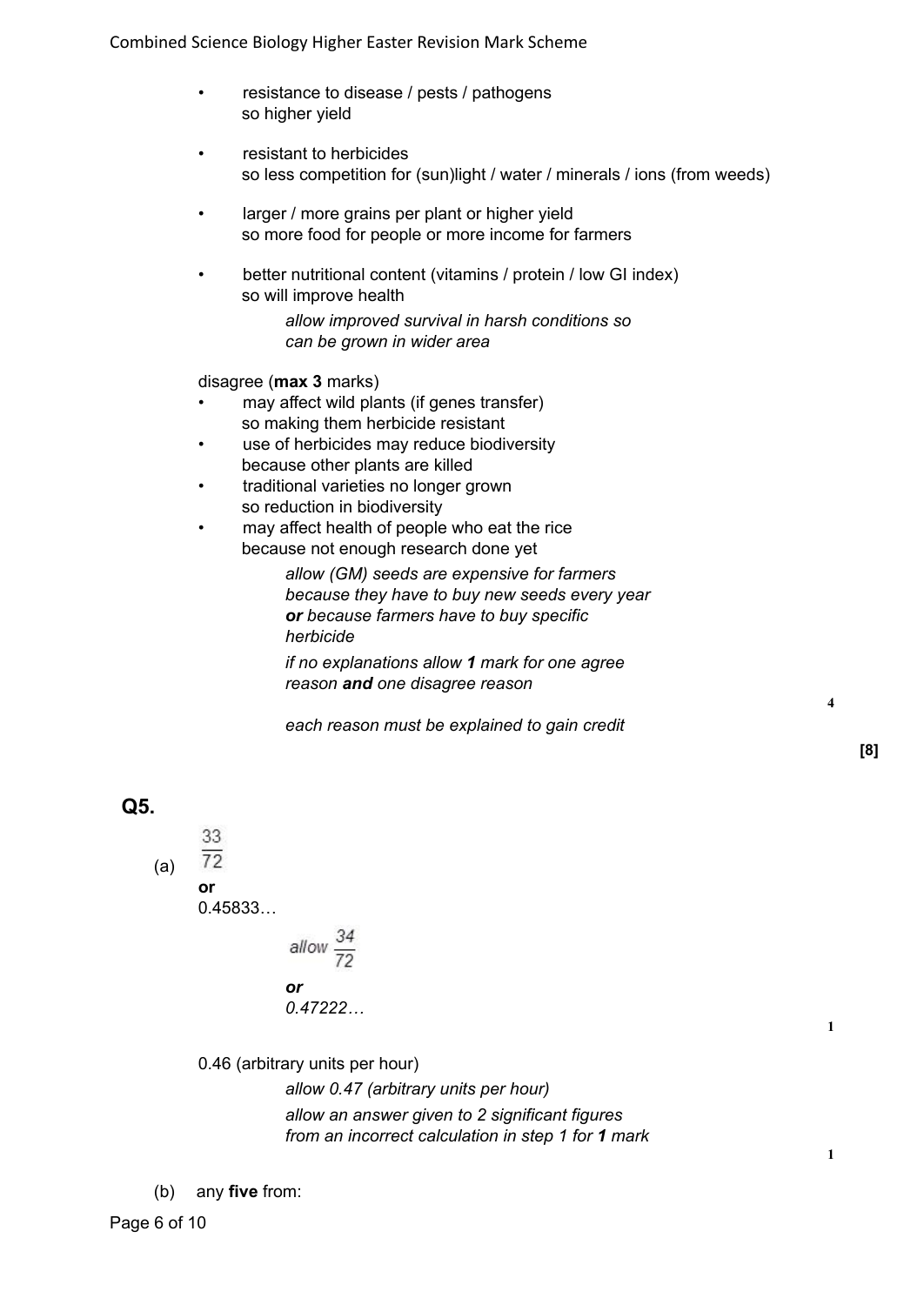- resistance to disease / pests / pathogens
  so higher yield

- resistant to herbicides
  so less competition for (sun)light / water / minerals / ions (from weeds)

- larger / more grains per plant or higher yield
  so more food for people or more income for farmers

- better nutritional content (vitamins / protein / low GI index)
  so will improve health

  *allow improved survival in harsh conditions so can be grown in wider area*

disagree (**max 3** marks)

- may affect wild plants (if genes transfer)
  so making them herbicide resistant
- use of herbicides may reduce biodiversity
  because other plants are killed
- traditional varieties no longer grown
  so reduction in biodiversity
- may affect health of people who eat the rice
  because not enough research done yet

  *allow (GM) seeds are expensive for farmers because they have to buy new seeds every year **or** because farmers have to buy specific herbicide*

  *if no explanations allow **1** mark for one agree reason **and** one disagree reason*

  *each reason must be explained to gain credit*

**4**

**[8]**

## Q5.

(a) $\frac{33}{72}$

**or**

0.45833…

*allow $\frac{34}{72}$*

***or***

*0.47222…*

**1**

0.46 (arbitrary units per hour)

*allow 0.47 (arbitrary units per hour)*

*allow an answer given to 2 significant figures from an incorrect calculation in step 1 for **1** mark*

**1**

(b) any **five** from: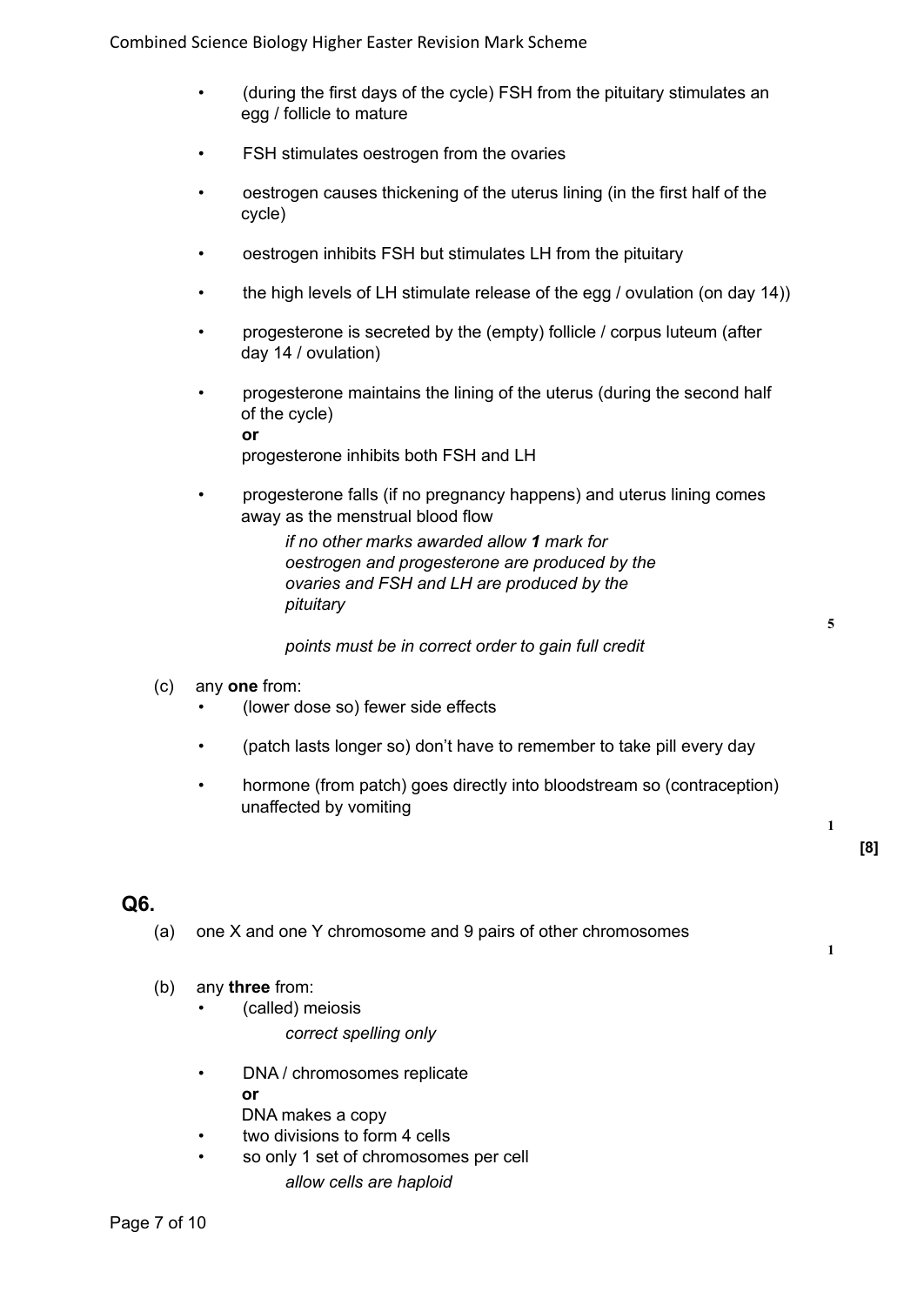- (during the first days of the cycle) FSH from the pituitary stimulates an egg / follicle to mature
- FSH stimulates oestrogen from the ovaries
- oestrogen causes thickening of the uterus lining (in the first half of the cycle)
- oestrogen inhibits FSH but stimulates LH from the pituitary
- the high levels of LH stimulate release of the egg / ovulation (on day 14))
- progesterone is secreted by the (empty) follicle / corpus luteum (after day 14 / ovulation)
- progesterone maintains the lining of the uterus (during the second half of the cycle)
  **or**
  progesterone inhibits both FSH and LH
- progesterone falls (if no pregnancy happens) and uterus lining comes away as the menstrual blood flow

    *if no other marks awarded allow **1** mark for oestrogen and progesterone are produced by the ovaries and FSH and LH are produced by the pituitary*

    *points must be in correct order to gain full credit*

**5**

(c) any **one** from:

- (lower dose so) fewer side effects
- (patch lasts longer so) don't have to remember to take pill every day
- hormone (from patch) goes directly into bloodstream so (contraception) unaffected by vomiting

**1**

**[8]**

## Q6.

(a) one X and one Y chromosome and 9 pairs of other chromosomes

**1**

(b) any **three** from:

- (called) meiosis
    *correct spelling only*
- DNA / chromosomes replicate
  **or**
  DNA makes a copy
- two divisions to form 4 cells
- so only 1 set of chromosomes per cell
    *allow cells are haploid*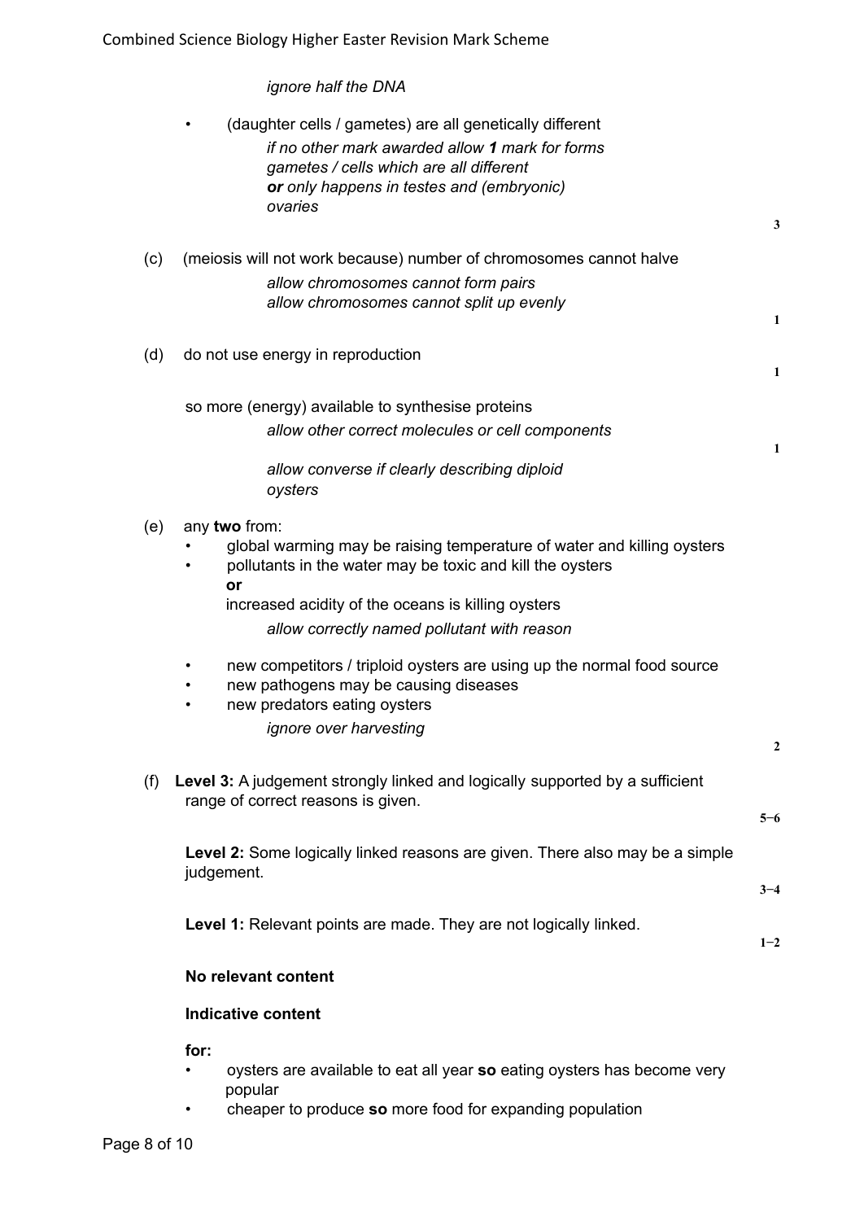*ignore half the DNA*

- (daughter cells / gametes) are all genetically different

  *if no other mark awarded allow **1** mark for forms gametes / cells which are all different*
  ***or** only happens in testes and (embryonic) ovaries*

**3**

(c) (meiosis will not work because) number of chromosomes cannot halve

*allow chromosomes cannot form pairs*
*allow chromosomes cannot split up evenly*

**1**

(d) do not use energy in reproduction

**1**

so more (energy) available to synthesise proteins

*allow other correct molecules or cell components*

**1**

*allow converse if clearly describing diploid oysters*

(e) any **two** from:

- global warming may be raising temperature of water and killing oysters
- pollutants in the water may be toxic and kill the oysters
  **or**
  increased acidity of the oceans is killing oysters
  *allow correctly named pollutant with reason*
- new competitors / triploid oysters are using up the normal food source
- new pathogens may be causing diseases
- new predators eating oysters
  *ignore over harvesting*

**2**

(f) **Level 3:** A judgement strongly linked and logically supported by a sufficient range of correct reasons is given.

**5−6**

**Level 2:** Some logically linked reasons are given. There also may be a simple judgement.

**3−4**

**Level 1:** Relevant points are made. They are not logically linked.

**1−2**

**No relevant content**

**Indicative content**

**for:**

- oysters are available to eat all year **so** eating oysters has become very popular
- cheaper to produce **so** more food for expanding population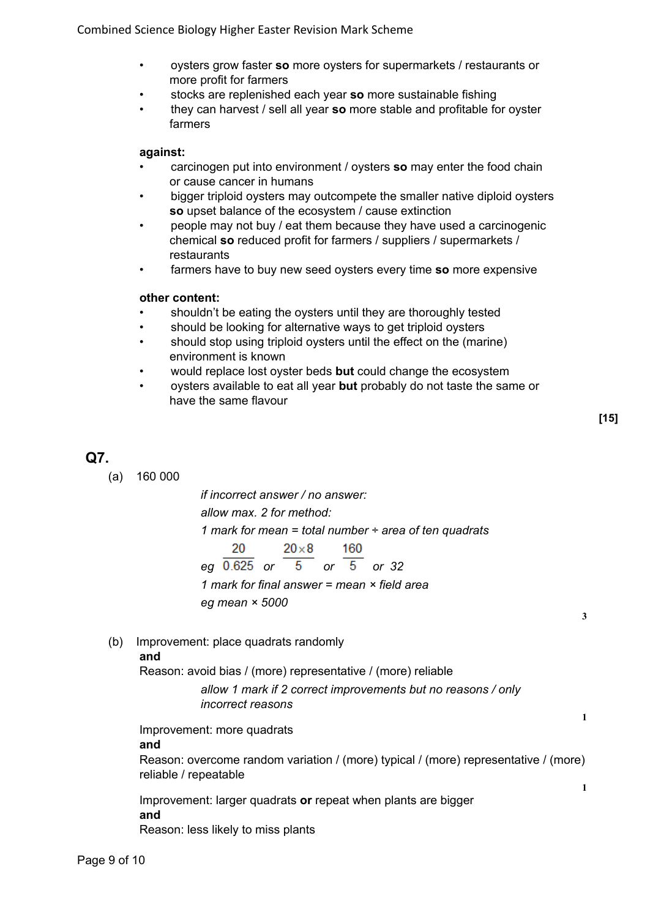- oysters grow faster **so** more oysters for supermarkets / restaurants or more profit for farmers
- stocks are replenished each year **so** more sustainable fishing
- they can harvest / sell all year **so** more stable and profitable for oyster farmers

**against:**

- carcinogen put into environment / oysters **so** may enter the food chain or cause cancer in humans
- bigger triploid oysters may outcompete the smaller native diploid oysters **so** upset balance of the ecosystem / cause extinction
- people may not buy / eat them because they have used a carcinogenic chemical **so** reduced profit for farmers / suppliers / supermarkets / restaurants
- farmers have to buy new seed oysters every time **so** more expensive

**other content:**

- shouldn't be eating the oysters until they are thoroughly tested
- should be looking for alternative ways to get triploid oysters
- should stop using triploid oysters until the effect on the (marine) environment is known
- would replace lost oyster beds **but** could change the ecosystem
- oysters available to eat all year **but** probably do not taste the same or have the same flavour

**[15]**

## Q7.

(a) 160 000

*if incorrect answer / no answer:*

*allow max. 2 for method:*

*1 mark for mean = total number ÷ area of ten quadrats*

*eg* $\frac{20}{0.625}$ *or* $\frac{20 \times 8}{5}$ *or* $\frac{160}{5}$ *or 32*

*1 mark for final answer = mean × field area*

*eg mean × 5000*

3

(b) Improvement: place quadrats randomly
**and**
Reason: avoid bias / (more) representative / (more) reliable

*allow 1 mark if 2 correct improvements but no reasons / only incorrect reasons*

1

Improvement: more quadrats
**and**
Reason: overcome random variation / (more) typical / (more) representative / (more) reliable / repeatable

1

Improvement: larger quadrats **or** repeat when plants are bigger
**and**
Reason: less likely to miss plants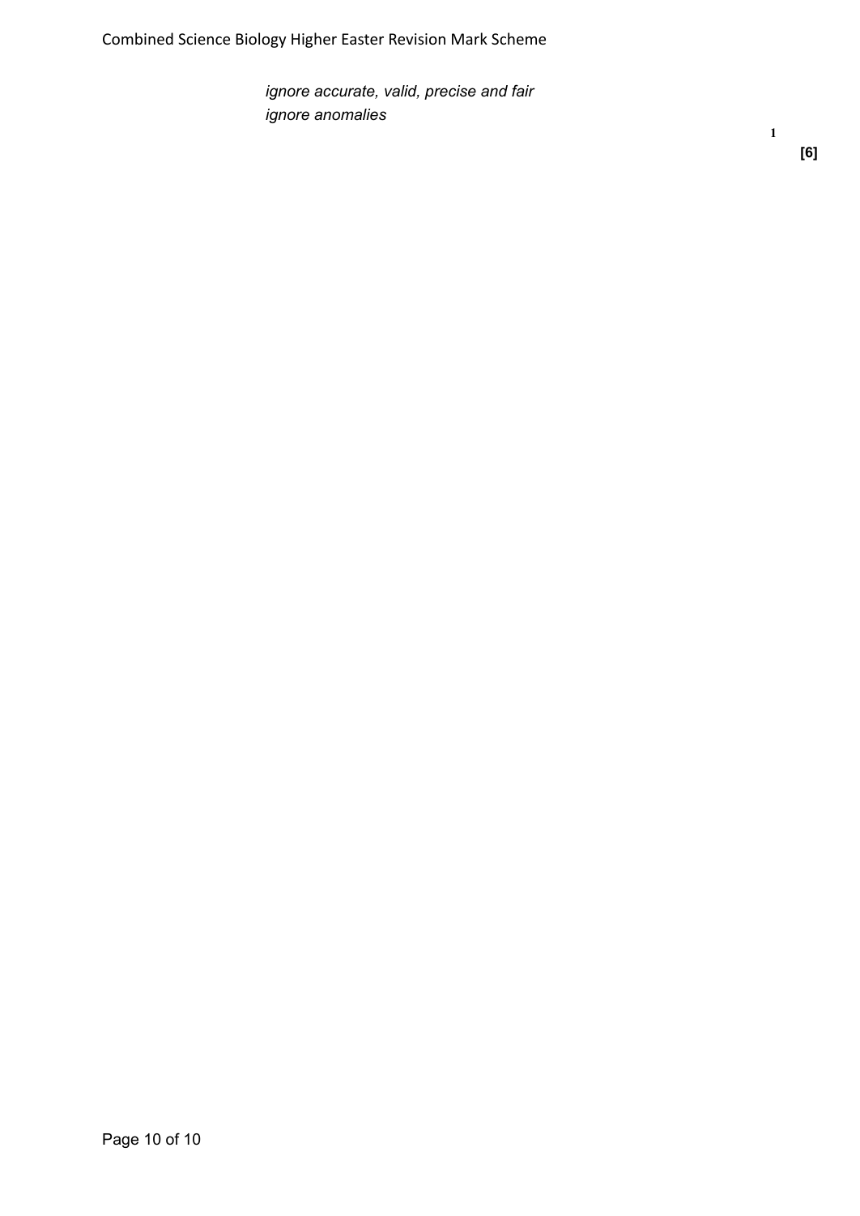*ignore accurate, valid, precise and fair*
*ignore anomalies*

1

**[6]**